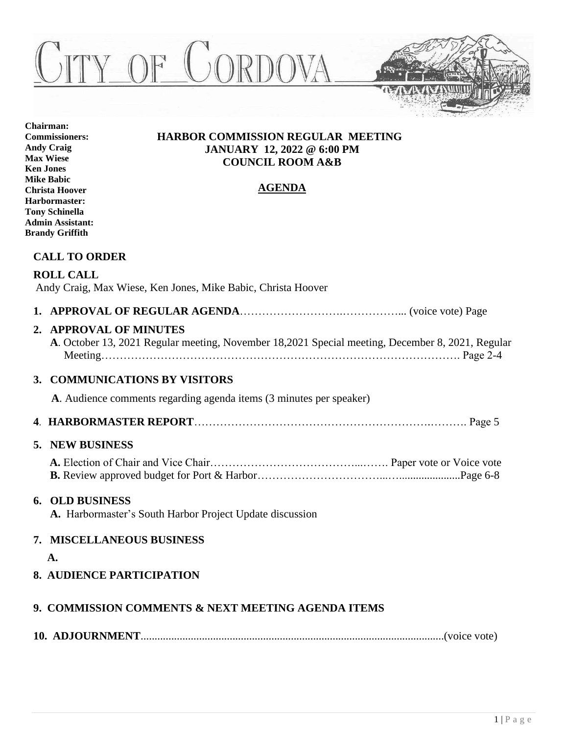# CITY OF CORDOVA

**Chairman:**
**Commissioners:**
**Andy Craig**
**Max Wiese**
**Ken Jones**
**Mike Babic**
**Christa Hoover**
**Harbormaster:**
**Tony Schinella**
**Admin Assistant:**
**Brandy Griffith**

## HARBOR COMMISSION REGULAR MEETING
## JANUARY 12, 2022 @ 6:00 PM
## COUNCIL ROOM A&B

## AGENDA

### CALL TO ORDER

### ROLL CALL

Andy Craig, Max Wiese, Ken Jones, Mike Babic, Christa Hoover

**1. APPROVAL OF REGULAR AGENDA**………………………….……………... (voice vote) Page

**2. APPROVAL OF MINUTES**

**A**. October 13, 2021 Regular meeting, November 18,2021 Special meeting, December 8, 2021, Regular Meeting……………………………………………………………………………………. Page 2-4

**3. COMMUNICATIONS BY VISITORS**

**A**. Audience comments regarding agenda items (3 minutes per speaker)

**4**. **HARBORMASTER REPORT**……………………………………………………….………. Page 5

**5. NEW BUSINESS**

**A.** Election of Chair and Vice Chair…………………………………...……. Paper vote or Voice vote
**B.** Review approved budget for Port & Harbor……………………………...….....................Page 6-8

**6. OLD BUSINESS**

**A.** Harbormaster's South Harbor Project Update discussion

**7. MISCELLANEOUS BUSINESS**

**A.**

**8. AUDIENCE PARTICIPATION**

**9. COMMISSION COMMENTS & NEXT MEETING AGENDA ITEMS**

**10. ADJOURNMENT**..........................................................................................................(voice vote)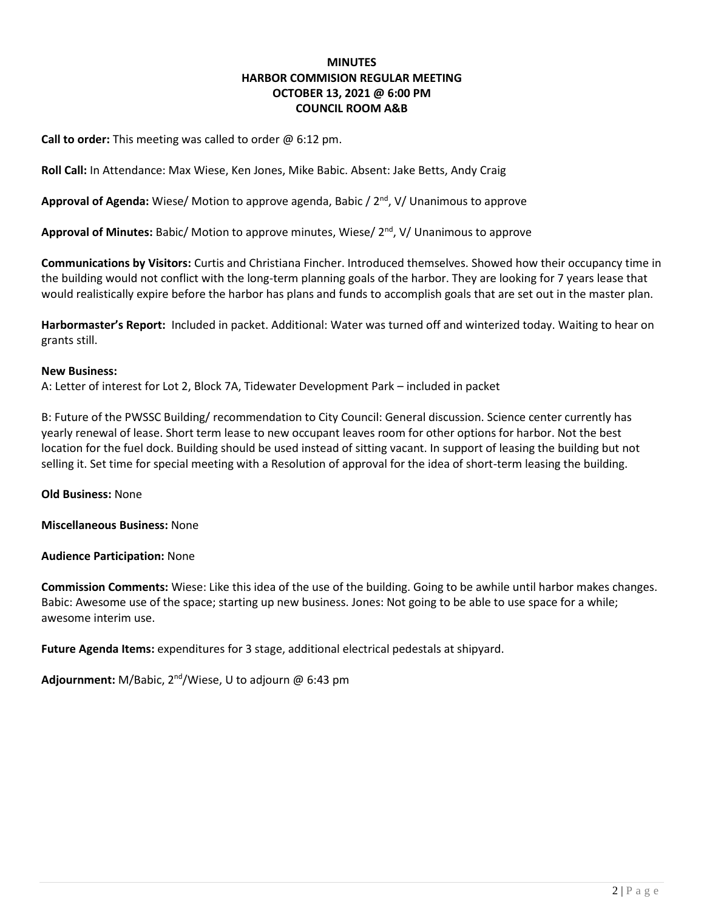# MINUTES
## HARBOR COMMISION REGULAR MEETING
## OCTOBER 13, 2021 @ 6:00 PM
## COUNCIL ROOM A&B

**Call to order:** This meeting was called to order @ 6:12 pm.

**Roll Call:** In Attendance: Max Wiese, Ken Jones, Mike Babic. Absent: Jake Betts, Andy Craig

**Approval of Agenda:** Wiese/ Motion to approve agenda, Babic / 2nd, V/ Unanimous to approve

**Approval of Minutes:** Babic/ Motion to approve minutes, Wiese/ 2nd, V/ Unanimous to approve

**Communications by Visitors:** Curtis and Christiana Fincher. Introduced themselves. Showed how their occupancy time in the building would not conflict with the long-term planning goals of the harbor. They are looking for 7 years lease that would realistically expire before the harbor has plans and funds to accomplish goals that are set out in the master plan.

**Harbormaster's Report:** Included in packet. Additional: Water was turned off and winterized today. Waiting to hear on grants still.

**New Business:**

A: Letter of interest for Lot 2, Block 7A, Tidewater Development Park – included in packet

B: Future of the PWSSC Building/ recommendation to City Council: General discussion. Science center currently has yearly renewal of lease. Short term lease to new occupant leaves room for other options for harbor. Not the best location for the fuel dock. Building should be used instead of sitting vacant. In support of leasing the building but not selling it. Set time for special meeting with a Resolution of approval for the idea of short-term leasing the building.

**Old Business:** None

**Miscellaneous Business:** None

**Audience Participation:** None

**Commission Comments:** Wiese: Like this idea of the use of the building. Going to be awhile until harbor makes changes. Babic: Awesome use of the space; starting up new business. Jones: Not going to be able to use space for a while; awesome interim use.

**Future Agenda Items:** expenditures for 3 stage, additional electrical pedestals at shipyard.

**Adjournment:** M/Babic, 2nd/Wiese, U to adjourn @ 6:43 pm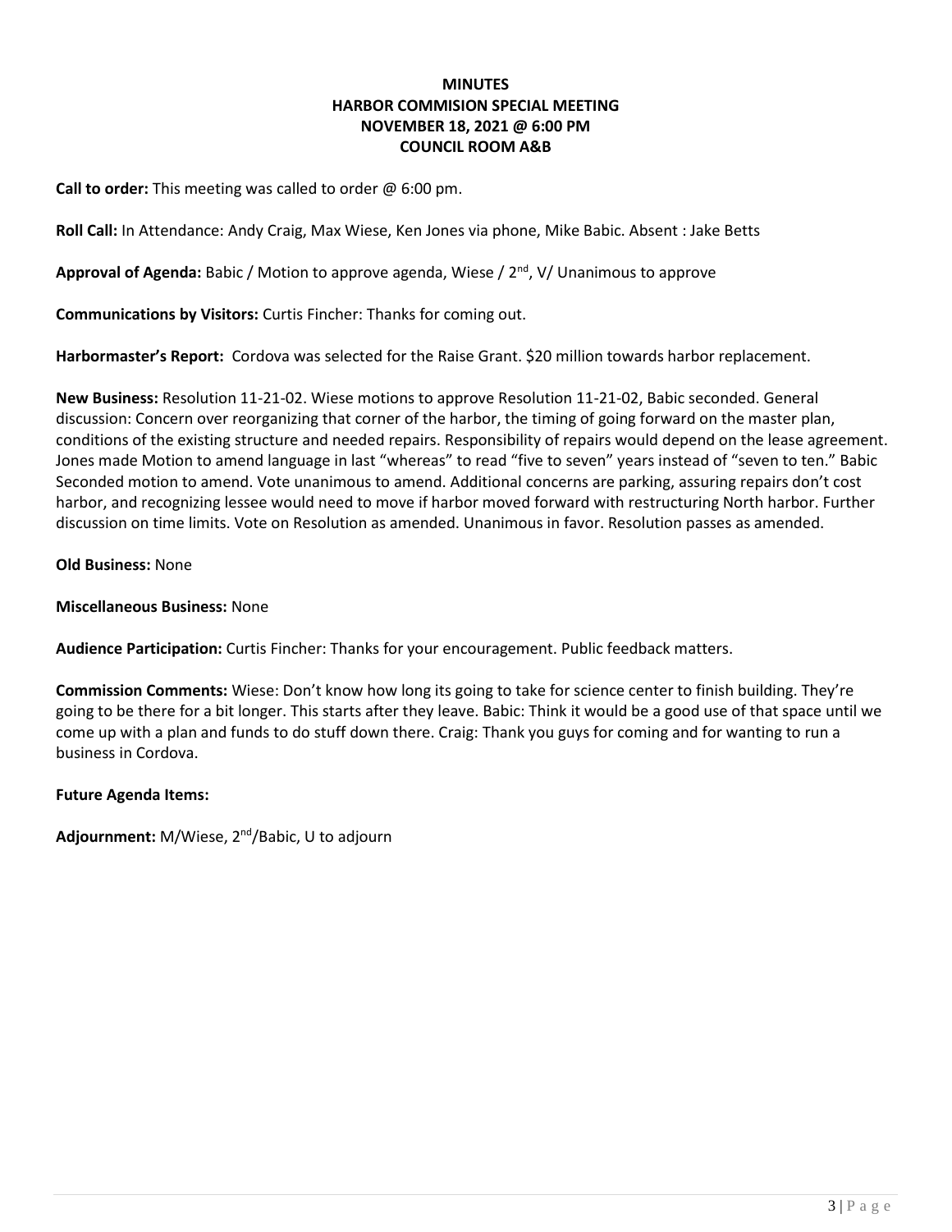**MINUTES**
**HARBOR COMMISION SPECIAL MEETING**
**NOVEMBER 18, 2021 @ 6:00 PM**
**COUNCIL ROOM A&B**

**Call to order:** This meeting was called to order @ 6:00 pm.

**Roll Call:** In Attendance: Andy Craig, Max Wiese, Ken Jones via phone, Mike Babic. Absent : Jake Betts

**Approval of Agenda:** Babic / Motion to approve agenda, Wiese / 2nd, V/ Unanimous to approve

**Communications by Visitors:** Curtis Fincher: Thanks for coming out.

**Harbormaster's Report:** Cordova was selected for the Raise Grant. $20 million towards harbor replacement.

**New Business:** Resolution 11-21-02. Wiese motions to approve Resolution 11-21-02, Babic seconded. General discussion: Concern over reorganizing that corner of the harbor, the timing of going forward on the master plan, conditions of the existing structure and needed repairs. Responsibility of repairs would depend on the lease agreement. Jones made Motion to amend language in last "whereas" to read "five to seven" years instead of "seven to ten." Babic Seconded motion to amend. Vote unanimous to amend. Additional concerns are parking, assuring repairs don't cost harbor, and recognizing lessee would need to move if harbor moved forward with restructuring North harbor. Further discussion on time limits. Vote on Resolution as amended. Unanimous in favor. Resolution passes as amended.

**Old Business:** None

**Miscellaneous Business:** None

**Audience Participation:** Curtis Fincher: Thanks for your encouragement. Public feedback matters.

**Commission Comments:** Wiese: Don't know how long its going to take for science center to finish building. They're going to be there for a bit longer. This starts after they leave. Babic: Think it would be a good use of that space until we come up with a plan and funds to do stuff down there. Craig: Thank you guys for coming and for wanting to run a business in Cordova.

**Future Agenda Items:**

**Adjournment:** M/Wiese, 2nd/Babic, U to adjourn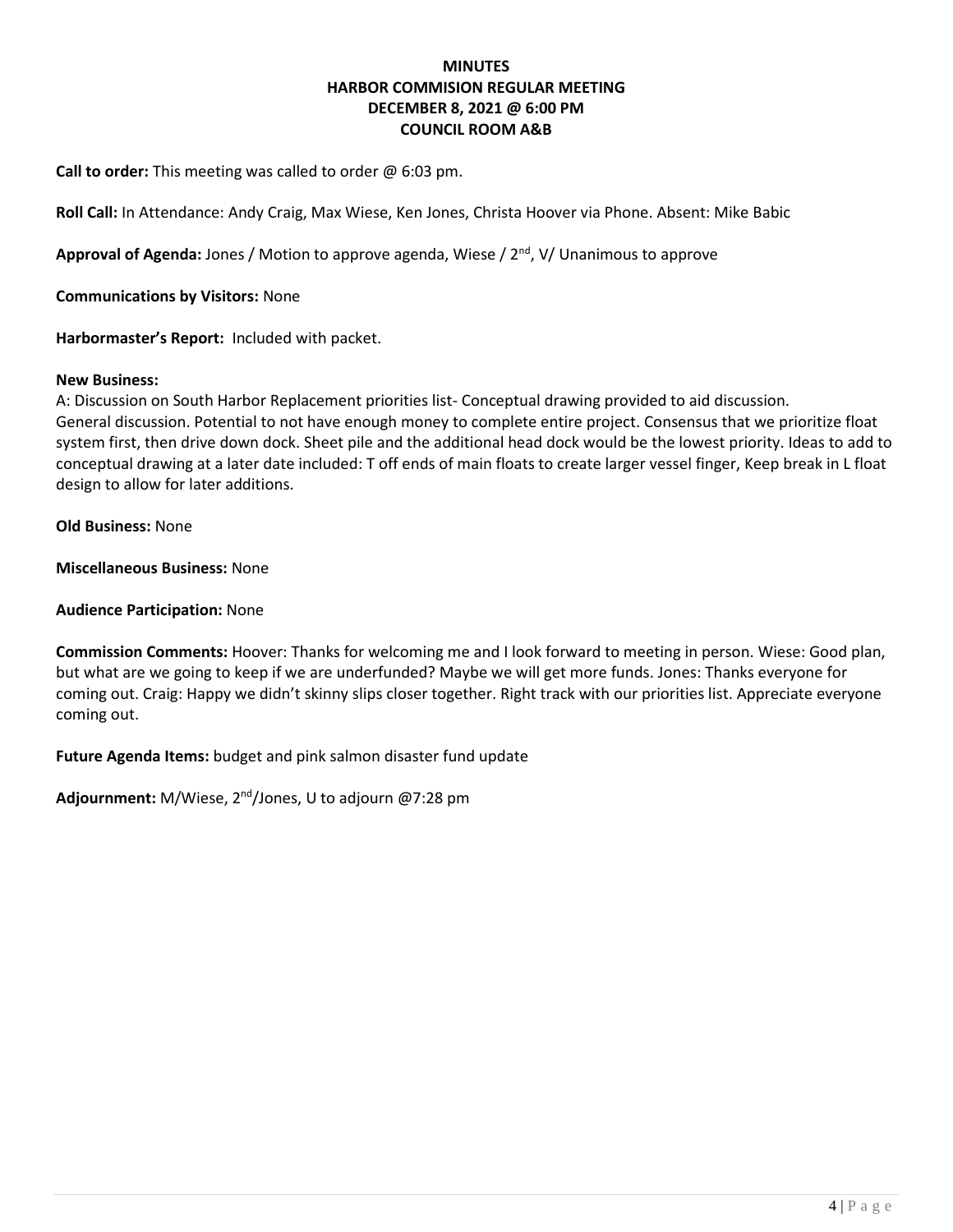# MINUTES
# HARBOR COMMISION REGULAR MEETING
# DECEMBER 8, 2021 @ 6:00 PM
# COUNCIL ROOM A&B

**Call to order:** This meeting was called to order @ 6:03 pm.

**Roll Call:** In Attendance: Andy Craig, Max Wiese, Ken Jones, Christa Hoover via Phone. Absent: Mike Babic

**Approval of Agenda:** Jones / Motion to approve agenda, Wiese / 2nd, V/ Unanimous to approve

**Communications by Visitors:** None

**Harbormaster's Report:** Included with packet.

**New Business:**
A: Discussion on South Harbor Replacement priorities list- Conceptual drawing provided to aid discussion. General discussion. Potential to not have enough money to complete entire project. Consensus that we prioritize float system first, then drive down dock. Sheet pile and the additional head dock would be the lowest priority. Ideas to add to conceptual drawing at a later date included: T off ends of main floats to create larger vessel finger, Keep break in L float design to allow for later additions.

**Old Business:** None

**Miscellaneous Business:** None

**Audience Participation:** None

**Commission Comments:** Hoover: Thanks for welcoming me and I look forward to meeting in person. Wiese: Good plan, but what are we going to keep if we are underfunded? Maybe we will get more funds. Jones: Thanks everyone for coming out. Craig: Happy we didn't skinny slips closer together. Right track with our priorities list. Appreciate everyone coming out.

**Future Agenda Items:** budget and pink salmon disaster fund update

**Adjournment:** M/Wiese, 2nd/Jones, U to adjourn @7:28 pm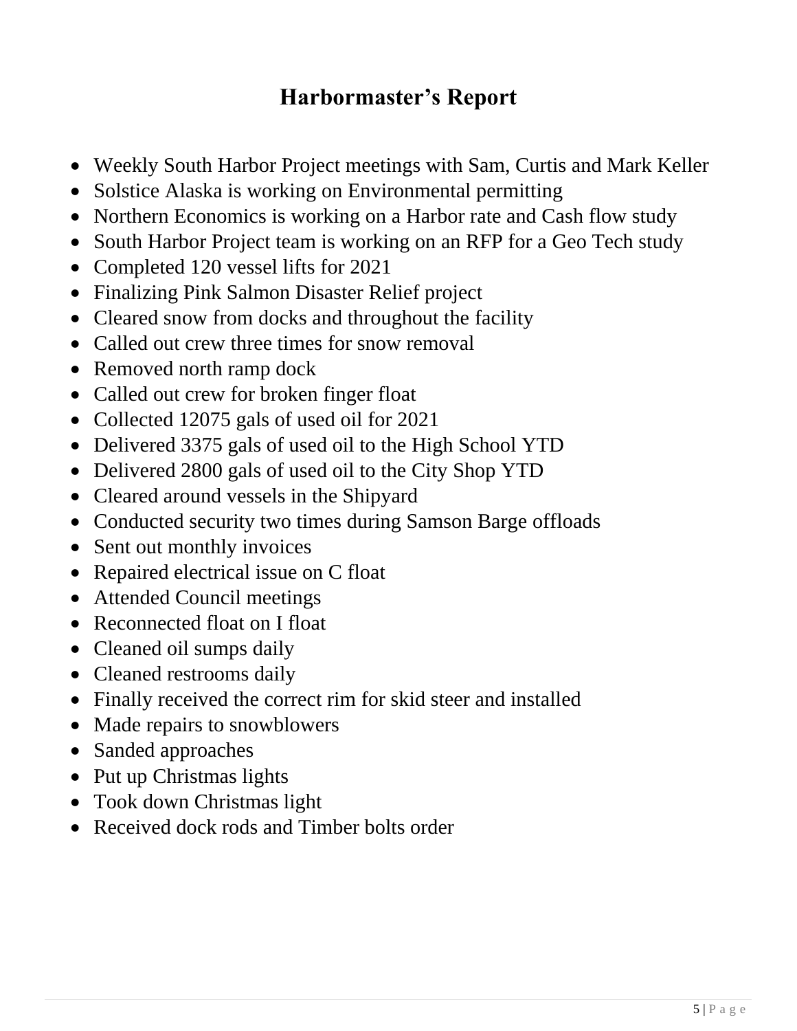## Harbormaster's Report

- Weekly South Harbor Project meetings with Sam, Curtis and Mark Keller
- Solstice Alaska is working on Environmental permitting
- Northern Economics is working on a Harbor rate and Cash flow study
- South Harbor Project team is working on an RFP for a Geo Tech study
- Completed 120 vessel lifts for 2021
- Finalizing Pink Salmon Disaster Relief project
- Cleared snow from docks and throughout the facility
- Called out crew three times for snow removal
- Removed north ramp dock
- Called out crew for broken finger float
- Collected 12075 gals of used oil for 2021
- Delivered 3375 gals of used oil to the High School YTD
- Delivered 2800 gals of used oil to the City Shop YTD
- Cleared around vessels in the Shipyard
- Conducted security two times during Samson Barge offloads
- Sent out monthly invoices
- Repaired electrical issue on C float
- Attended Council meetings
- Reconnected float on I float
- Cleaned oil sumps daily
- Cleaned restrooms daily
- Finally received the correct rim for skid steer and installed
- Made repairs to snowblowers
- Sanded approaches
- Put up Christmas lights
- Took down Christmas light
- Received dock rods and Timber bolts order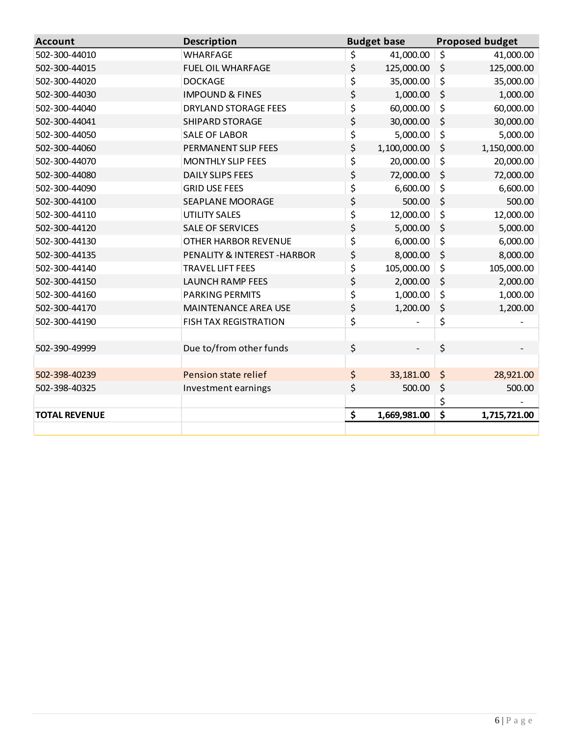| Account | Description | Budget base | Proposed budget |
|---|---|---|---|
| 502-300-44010 | WHARFAGE | $ 41,000.00 | $ 41,000.00 |
| 502-300-44015 | FUEL OIL WHARFAGE | $ 125,000.00 | $ 125,000.00 |
| 502-300-44020 | DOCKAGE | $ 35,000.00 | $ 35,000.00 |
| 502-300-44030 | IMPOUND & FINES | $ 1,000.00 | $ 1,000.00 |
| 502-300-44040 | DRYLAND STORAGE FEES | $ 60,000.00 | $ 60,000.00 |
| 502-300-44041 | SHIPARD STORAGE | $ 30,000.00 | $ 30,000.00 |
| 502-300-44050 | SALE OF LABOR | $ 5,000.00 | $ 5,000.00 |
| 502-300-44060 | PERMANENT SLIP FEES | $ 1,100,000.00 | $ 1,150,000.00 |
| 502-300-44070 | MONTHLY SLIP FEES | $ 20,000.00 | $ 20,000.00 |
| 502-300-44080 | DAILY SLIPS FEES | $ 72,000.00 | $ 72,000.00 |
| 502-300-44090 | GRID USE FEES | $ 6,600.00 | $ 6,600.00 |
| 502-300-44100 | SEAPLANE MOORAGE | $ 500.00 | $ 500.00 |
| 502-300-44110 | UTILITY SALES | $ 12,000.00 | $ 12,000.00 |
| 502-300-44120 | SALE OF SERVICES | $ 5,000.00 | $ 5,000.00 |
| 502-300-44130 | OTHER HARBOR REVENUE | $ 6,000.00 | $ 6,000.00 |
| 502-300-44135 | PENALITY & INTEREST -HARBOR | $ 8,000.00 | $ 8,000.00 |
| 502-300-44140 | TRAVEL LIFT FEES | $ 105,000.00 | $ 105,000.00 |
| 502-300-44150 | LAUNCH RAMP FEES | $ 2,000.00 | $ 2,000.00 |
| 502-300-44160 | PARKING PERMITS | $ 1,000.00 | $ 1,000.00 |
| 502-300-44170 | MAINTENANCE AREA USE | $ 1,200.00 | $ 1,200.00 |
| 502-300-44190 | FISH TAX REGISTRATION | $ - | $ - |
| | | | |
| 502-390-49999 | Due to/from other funds | $ - | $ - |
| | | | |
| 502-398-40239 | Pension state relief | $ 33,181.00 | $ 28,921.00 |
| 502-398-40325 | Investment earnings | $ 500.00 | $ 500.00 |
| | | | $ - |
| **TOTAL REVENUE** | | **$ 1,669,981.00** | **$ 1,715,721.00** |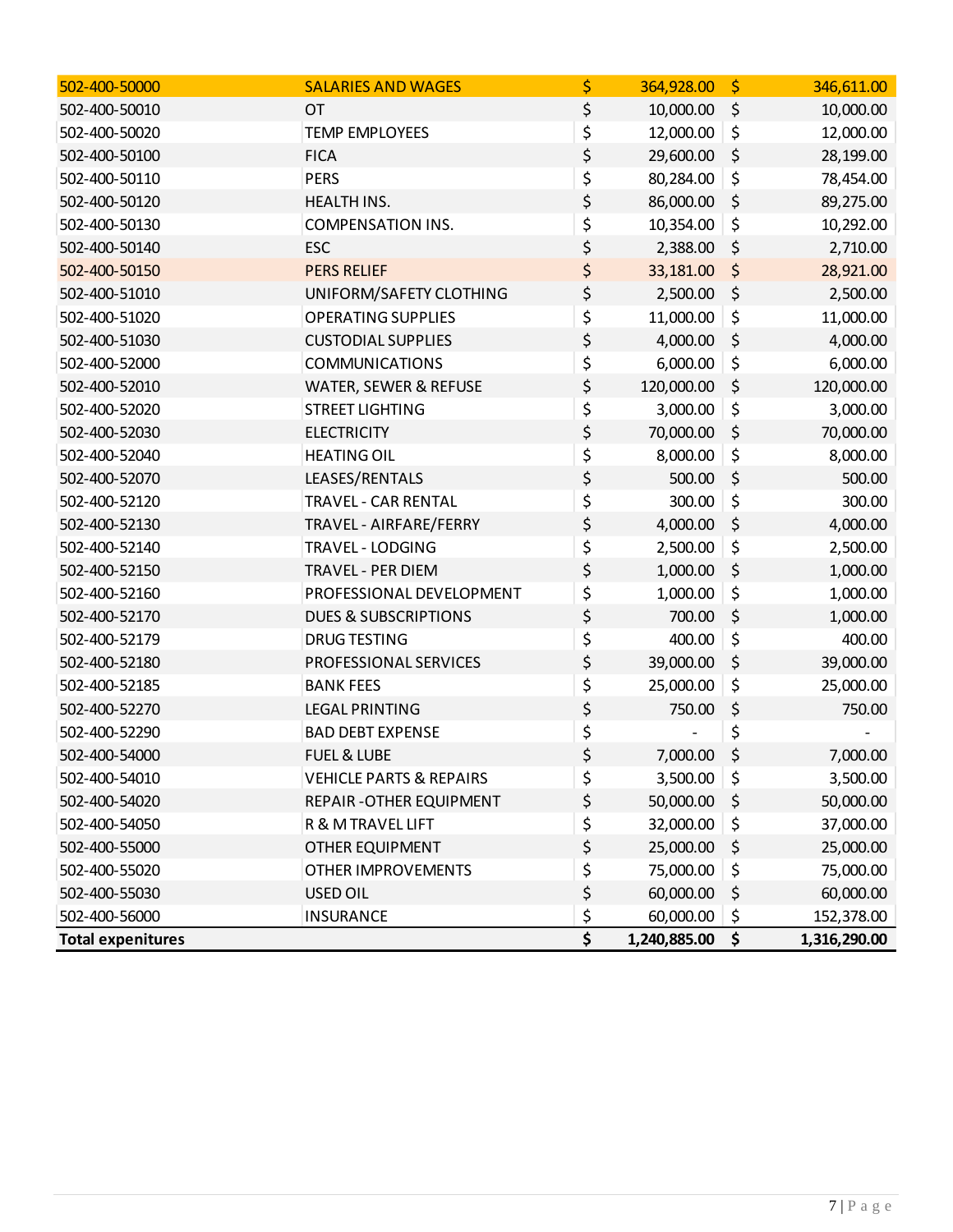| | | | |
|---|---|---|---|
| 502-400-50000 | SALARIES AND WAGES | $ 364,928.00 | $ 346,611.00 |
| 502-400-50010 | OT | $ 10,000.00 | $ 10,000.00 |
| 502-400-50020 | TEMP EMPLOYEES | $ 12,000.00 | $ 12,000.00 |
| 502-400-50100 | FICA | $ 29,600.00 | $ 28,199.00 |
| 502-400-50110 | PERS | $ 80,284.00 | $ 78,454.00 |
| 502-400-50120 | HEALTH INS. | $ 86,000.00 | $ 89,275.00 |
| 502-400-50130 | COMPENSATION INS. | $ 10,354.00 | $ 10,292.00 |
| 502-400-50140 | ESC | $ 2,388.00 | $ 2,710.00 |
| 502-400-50150 | PERS RELIEF | $ 33,181.00 | $ 28,921.00 |
| 502-400-51010 | UNIFORM/SAFETY CLOTHING | $ 2,500.00 | $ 2,500.00 |
| 502-400-51020 | OPERATING SUPPLIES | $ 11,000.00 | $ 11,000.00 |
| 502-400-51030 | CUSTODIAL SUPPLIES | $ 4,000.00 | $ 4,000.00 |
| 502-400-52000 | COMMUNICATIONS | $ 6,000.00 | $ 6,000.00 |
| 502-400-52010 | WATER, SEWER & REFUSE | $ 120,000.00 | $ 120,000.00 |
| 502-400-52020 | STREET LIGHTING | $ 3,000.00 | $ 3,000.00 |
| 502-400-52030 | ELECTRICITY | $ 70,000.00 | $ 70,000.00 |
| 502-400-52040 | HEATING OIL | $ 8,000.00 | $ 8,000.00 |
| 502-400-52070 | LEASES/RENTALS | $ 500.00 | $ 500.00 |
| 502-400-52120 | TRAVEL - CAR RENTAL | $ 300.00 | $ 300.00 |
| 502-400-52130 | TRAVEL - AIRFARE/FERRY | $ 4,000.00 | $ 4,000.00 |
| 502-400-52140 | TRAVEL - LODGING | $ 2,500.00 | $ 2,500.00 |
| 502-400-52150 | TRAVEL - PER DIEM | $ 1,000.00 | $ 1,000.00 |
| 502-400-52160 | PROFESSIONAL DEVELOPMENT | $ 1,000.00 | $ 1,000.00 |
| 502-400-52170 | DUES & SUBSCRIPTIONS | $ 700.00 | $ 1,000.00 |
| 502-400-52179 | DRUG TESTING | $ 400.00 | $ 400.00 |
| 502-400-52180 | PROFESSIONAL SERVICES | $ 39,000.00 | $ 39,000.00 |
| 502-400-52185 | BANK FEES | $ 25,000.00 | $ 25,000.00 |
| 502-400-52270 | LEGAL PRINTING | $ 750.00 | $ 750.00 |
| 502-400-52290 | BAD DEBT EXPENSE | $ - | $ - |
| 502-400-54000 | FUEL & LUBE | $ 7,000.00 | $ 7,000.00 |
| 502-400-54010 | VEHICLE PARTS & REPAIRS | $ 3,500.00 | $ 3,500.00 |
| 502-400-54020 | REPAIR -OTHER EQUIPMENT | $ 50,000.00 | $ 50,000.00 |
| 502-400-54050 | R & M TRAVEL LIFT | $ 32,000.00 | $ 37,000.00 |
| 502-400-55000 | OTHER EQUIPMENT | $ 25,000.00 | $ 25,000.00 |
| 502-400-55020 | OTHER IMPROVEMENTS | $ 75,000.00 | $ 75,000.00 |
| 502-400-55030 | USED OIL | $ 60,000.00 | $ 60,000.00 |
| 502-400-56000 | INSURANCE | $ 60,000.00 | $ 152,378.00 |
| **Total expenitures** | | **$ 1,240,885.00** | **$ 1,316,290.00** |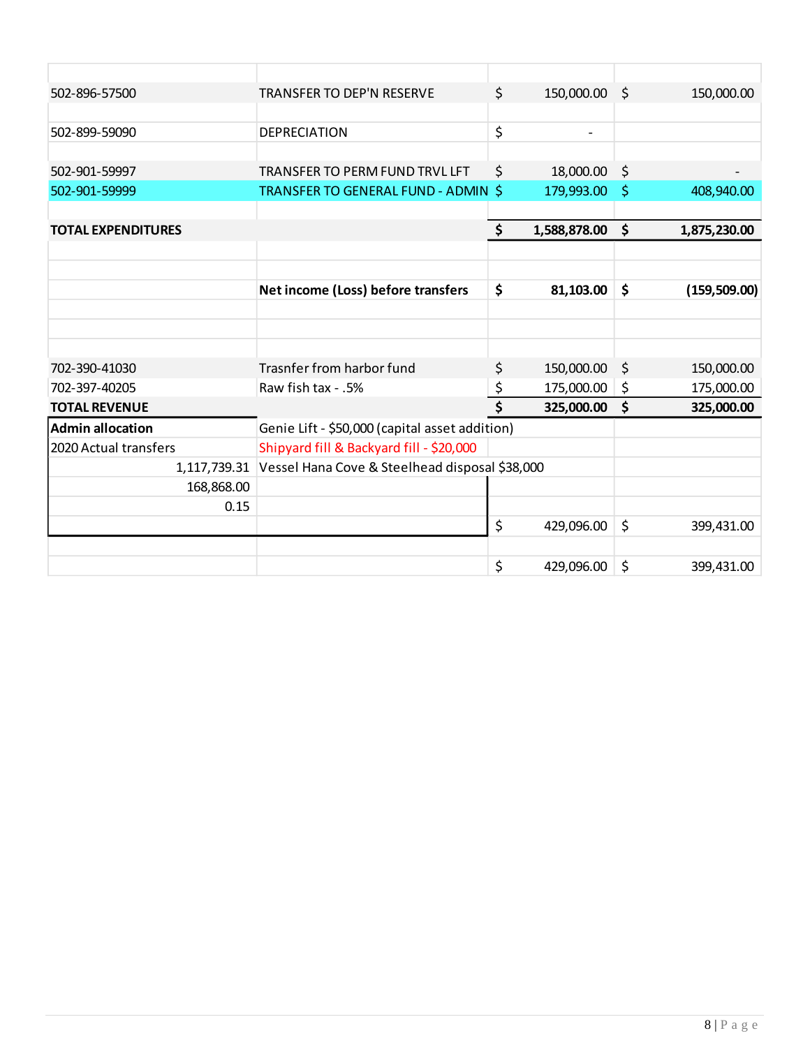| | | | |
|---|---|---|---|
| 502-896-57500 | TRANSFER TO DEP'N RESERVE | $ 150,000.00 | $ 150,000.00 |
| | | | |
| 502-899-59090 | DEPRECIATION | $ - | |
| | | | |
| 502-901-59997 | TRANSFER TO PERM FUND TRVL LFT | $ 18,000.00 | $ - |
| 502-901-59999 | TRANSFER TO GENERAL FUND - ADMIN | $ 179,993.00 | $ 408,940.00 |
| | | | |
| **TOTAL EXPENDITURES** | | **$ 1,588,878.00** | **$ 1,875,230.00** |
| | | | |
| | | | |
| | **Net income (Loss) before transfers** | **$ 81,103.00** | **$ (159,509.00)** |
| | | | |
| | | | |
| | | | |
| 702-390-41030 | Trasnfer from harbor fund | $ 150,000.00 | $ 150,000.00 |
| 702-397-40205 | Raw fish tax - .5% | $ 175,000.00 | $ 175,000.00 |
| **TOTAL REVENUE** | | **$ 325,000.00** | **$ 325,000.00** |
| **Admin allocation** | Genie Lift - $50,000 (capital asset addition) | | |
| 2020 Actual transfers | Shipyard fill & Backyard fill - $20,000 | | |
| 1,117,739.31 | Vessel Hana Cove & Steelhead disposal $38,000 | | |
| 168,868.00 | | | |
| 0.15 | | | |
| | | $ 429,096.00 | $ 399,431.00 |
| | | | |
| | | $ 429,096.00 | $ 399,431.00 |